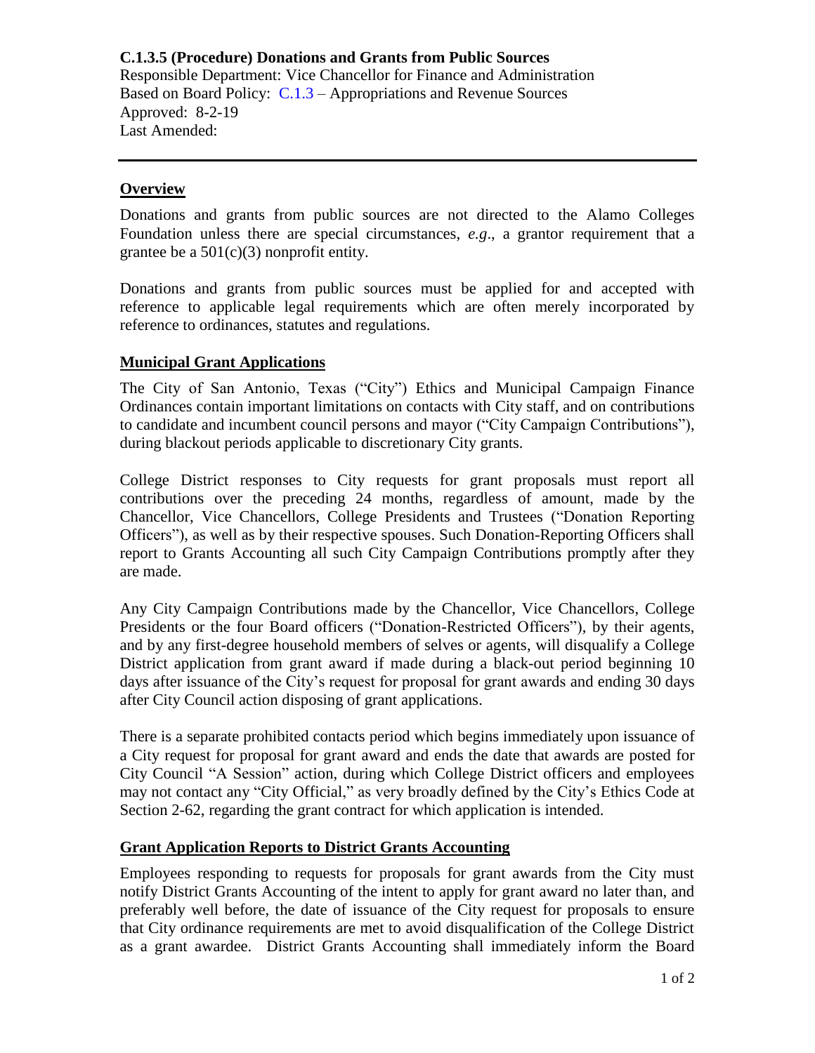**C.1.3.5 (Procedure) Donations and Grants from Public Sources**
Responsible Department: Vice Chancellor for Finance and Administration
Based on Board Policy: C.1.3 – Appropriations and Revenue Sources
Approved: 8-2-19
Last Amended:

---

## Overview

Donations and grants from public sources are not directed to the Alamo Colleges Foundation unless there are special circumstances, *e.g*., a grantor requirement that a grantee be a 501(c)(3) nonprofit entity.

Donations and grants from public sources must be applied for and accepted with reference to applicable legal requirements which are often merely incorporated by reference to ordinances, statutes and regulations.

## Municipal Grant Applications

The City of San Antonio, Texas ("City") Ethics and Municipal Campaign Finance Ordinances contain important limitations on contacts with City staff, and on contributions to candidate and incumbent council persons and mayor ("City Campaign Contributions"), during blackout periods applicable to discretionary City grants.

College District responses to City requests for grant proposals must report all contributions over the preceding 24 months, regardless of amount, made by the Chancellor, Vice Chancellors, College Presidents and Trustees ("Donation Reporting Officers"), as well as by their respective spouses. Such Donation-Reporting Officers shall report to Grants Accounting all such City Campaign Contributions promptly after they are made.

Any City Campaign Contributions made by the Chancellor, Vice Chancellors, College Presidents or the four Board officers ("Donation-Restricted Officers"), by their agents, and by any first-degree household members of selves or agents, will disqualify a College District application from grant award if made during a black-out period beginning 10 days after issuance of the City's request for proposal for grant awards and ending 30 days after City Council action disposing of grant applications.

There is a separate prohibited contacts period which begins immediately upon issuance of a City request for proposal for grant award and ends the date that awards are posted for City Council "A Session" action, during which College District officers and employees may not contact any "City Official," as very broadly defined by the City's Ethics Code at Section 2-62, regarding the grant contract for which application is intended.

## Grant Application Reports to District Grants Accounting

Employees responding to requests for proposals for grant awards from the City must notify District Grants Accounting of the intent to apply for grant award no later than, and preferably well before, the date of issuance of the City request for proposals to ensure that City ordinance requirements are met to avoid disqualification of the College District as a grant awardee. District Grants Accounting shall immediately inform the Board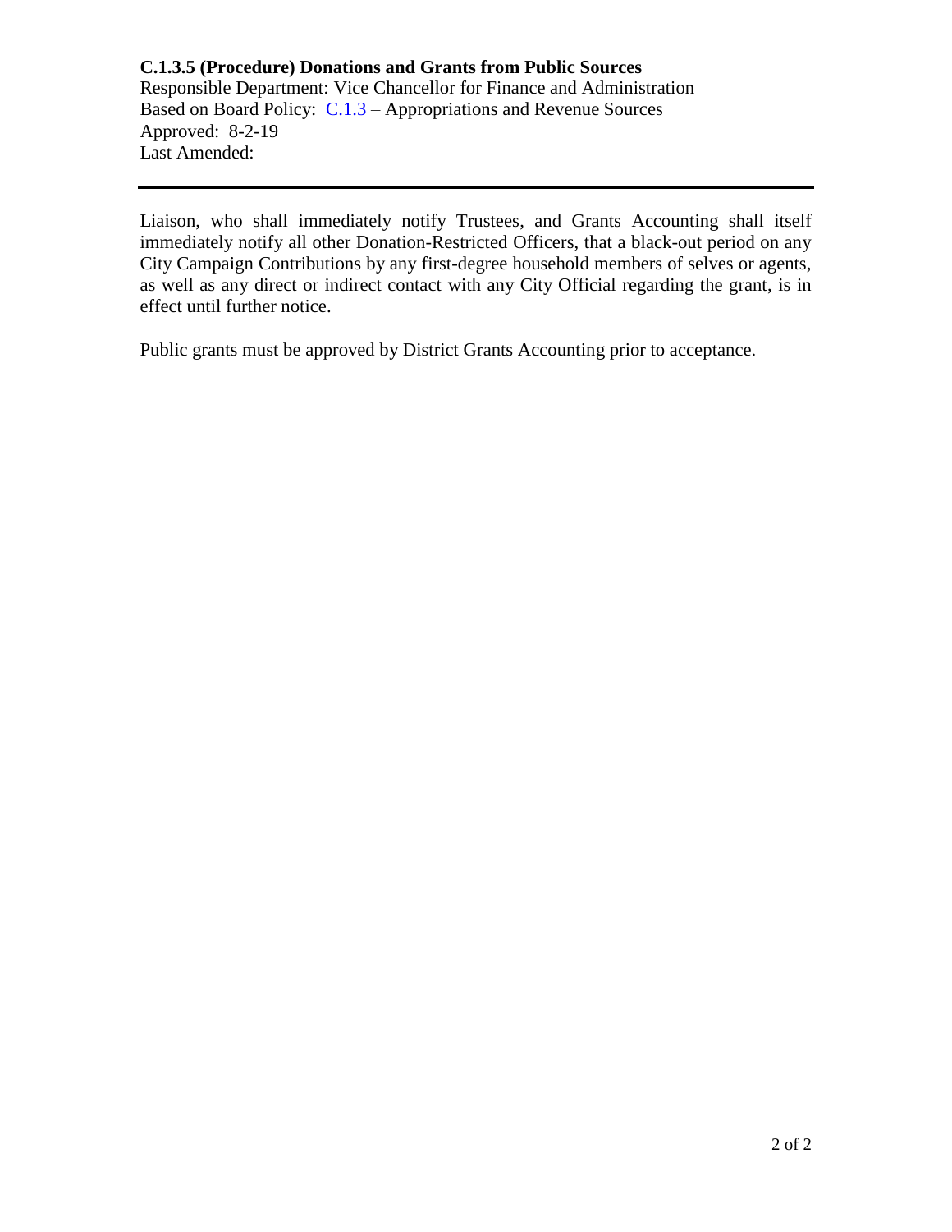**C.1.3.5 (Procedure) Donations and Grants from Public Sources**
Responsible Department: Vice Chancellor for Finance and Administration
Based on Board Policy: C.1.3 – Appropriations and Revenue Sources
Approved: 8-2-19
Last Amended:

---

Liaison, who shall immediately notify Trustees, and Grants Accounting shall itself immediately notify all other Donation-Restricted Officers, that a black-out period on any City Campaign Contributions by any first-degree household members of selves or agents, as well as any direct or indirect contact with any City Official regarding the grant, is in effect until further notice.

Public grants must be approved by District Grants Accounting prior to acceptance.